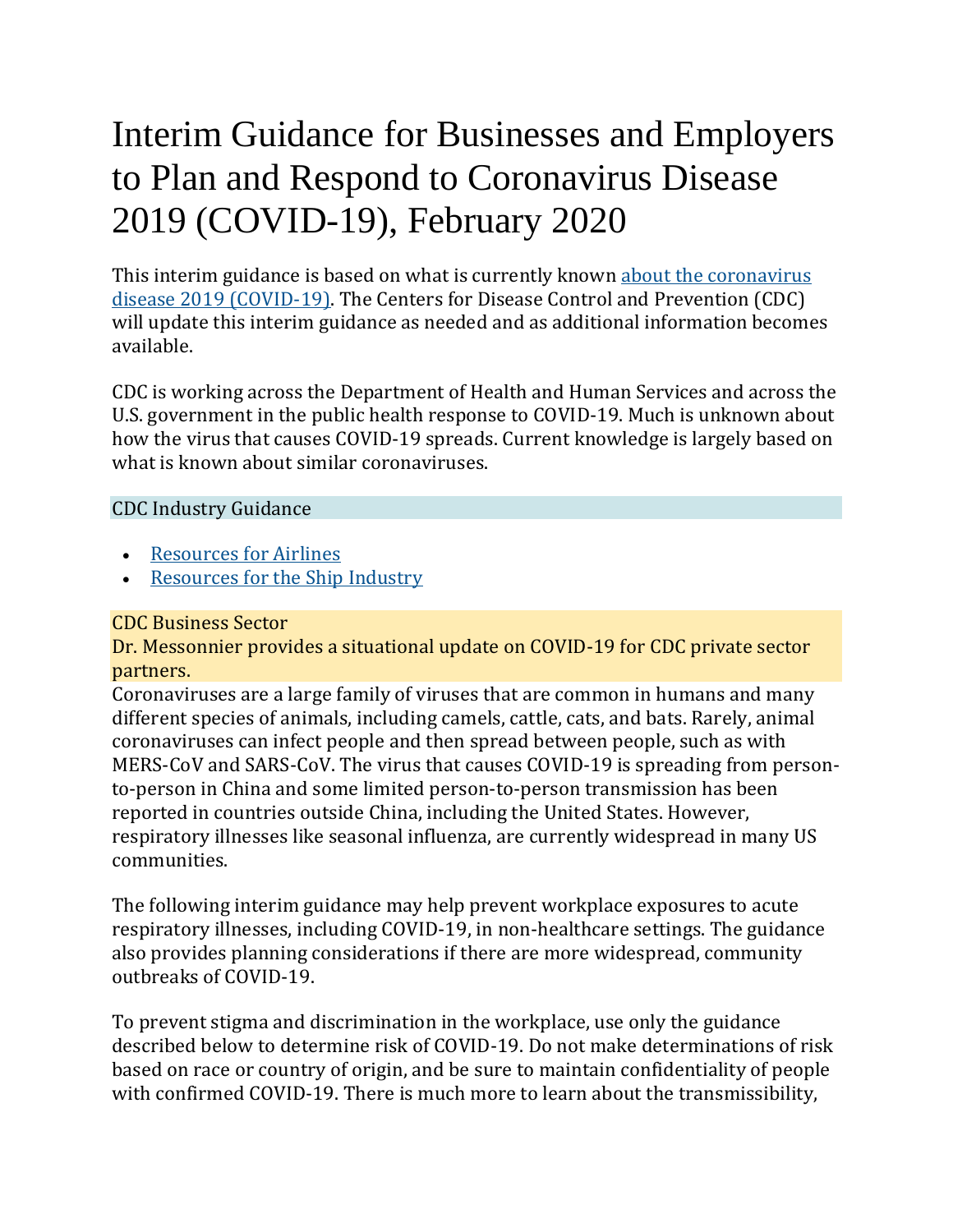# Interim Guidance for Businesses and Employers to Plan and Respond to Coronavirus Disease 2019 (COVID-19), February 2020

This interim guidance is based on what is currently known [about the coronavirus disease 2019 (COVID-19)](). The Centers for Disease Control and Prevention (CDC) will update this interim guidance as needed and as additional information becomes available.

CDC is working across the Department of Health and Human Services and across the U.S. government in the public health response to COVID-19. Much is unknown about how the virus that causes COVID-19 spreads. Current knowledge is largely based on what is known about similar coronaviruses.

CDC Industry Guidance

- [Resources for Airlines]()
- [Resources for the Ship Industry]()

CDC Business Sector
Dr. Messonnier provides a situational update on COVID-19 for CDC private sector partners.

Coronaviruses are a large family of viruses that are common in humans and many different species of animals, including camels, cattle, cats, and bats. Rarely, animal coronaviruses can infect people and then spread between people, such as with MERS-CoV and SARS-CoV. The virus that causes COVID-19 is spreading from person-to-person in China and some limited person-to-person transmission has been reported in countries outside China, including the United States. However, respiratory illnesses like seasonal influenza, are currently widespread in many US communities.

The following interim guidance may help prevent workplace exposures to acute respiratory illnesses, including COVID-19, in non-healthcare settings. The guidance also provides planning considerations if there are more widespread, community outbreaks of COVID-19.

To prevent stigma and discrimination in the workplace, use only the guidance described below to determine risk of COVID-19. Do not make determinations of risk based on race or country of origin, and be sure to maintain confidentiality of people with confirmed COVID-19. There is much more to learn about the transmissibility,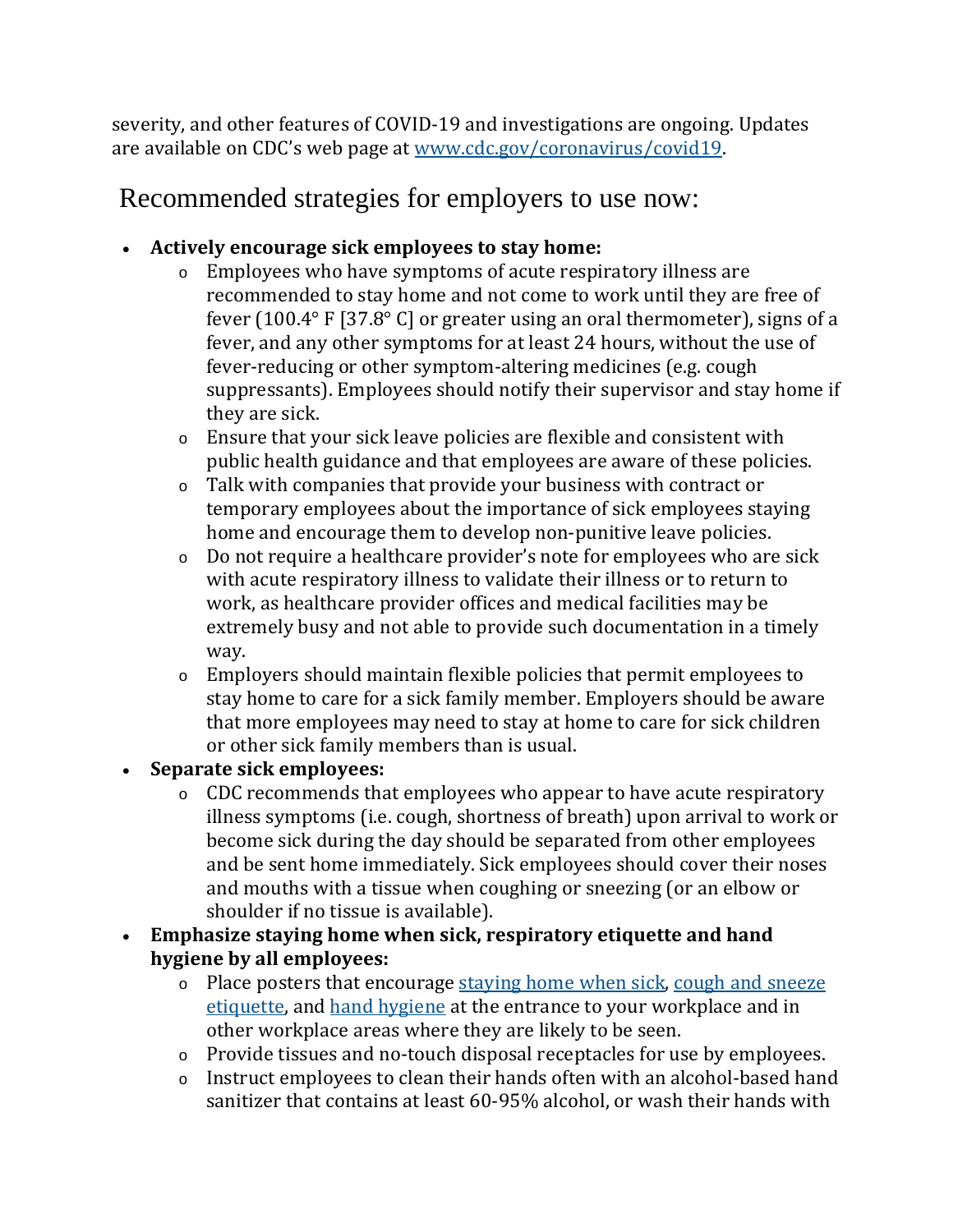severity, and other features of COVID-19 and investigations are ongoing. Updates are available on CDC's web page at [www.cdc.gov/coronavirus/covid19](www.cdc.gov/coronavirus/covid19).

## Recommended strategies for employers to use now:

- **Actively encourage sick employees to stay home:**
    - Employees who have symptoms of acute respiratory illness are recommended to stay home and not come to work until they are free of fever (100.4° F [37.8° C] or greater using an oral thermometer), signs of a fever, and any other symptoms for at least 24 hours, without the use of fever-reducing or other symptom-altering medicines (e.g. cough suppressants). Employees should notify their supervisor and stay home if they are sick.
    - Ensure that your sick leave policies are flexible and consistent with public health guidance and that employees are aware of these policies.
    - Talk with companies that provide your business with contract or temporary employees about the importance of sick employees staying home and encourage them to develop non-punitive leave policies.
    - Do not require a healthcare provider's note for employees who are sick with acute respiratory illness to validate their illness or to return to work, as healthcare provider offices and medical facilities may be extremely busy and not able to provide such documentation in a timely way.
    - Employers should maintain flexible policies that permit employees to stay home to care for a sick family member. Employers should be aware that more employees may need to stay at home to care for sick children or other sick family members than is usual.
- **Separate sick employees:**
    - CDC recommends that employees who appear to have acute respiratory illness symptoms (i.e. cough, shortness of breath) upon arrival to work or become sick during the day should be separated from other employees and be sent home immediately. Sick employees should cover their noses and mouths with a tissue when coughing or sneezing (or an elbow or shoulder if no tissue is available).
- **Emphasize staying home when sick, respiratory etiquette and hand hygiene by all employees:**
    - Place posters that encourage staying home when sick, cough and sneeze etiquette, and hand hygiene at the entrance to your workplace and in other workplace areas where they are likely to be seen.
    - Provide tissues and no-touch disposal receptacles for use by employees.
    - Instruct employees to clean their hands often with an alcohol-based hand sanitizer that contains at least 60-95% alcohol, or wash their hands with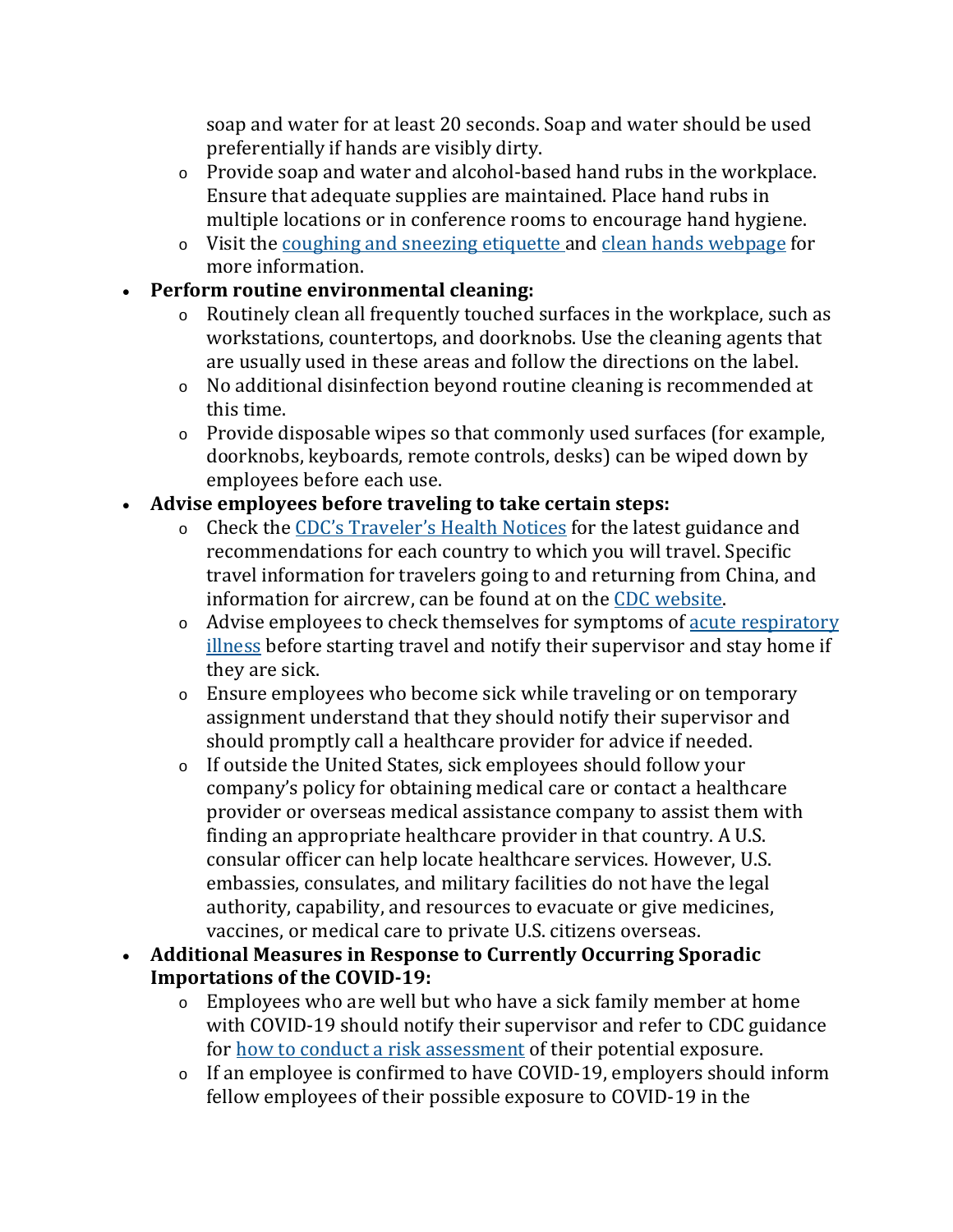soap and water for at least 20 seconds. Soap and water should be used preferentially if hands are visibly dirty.
    - Provide soap and water and alcohol-based hand rubs in the workplace. Ensure that adequate supplies are maintained. Place hand rubs in multiple locations or in conference rooms to encourage hand hygiene.
    - Visit the [coughing and sneezing etiquette](#) and [clean hands webpage](#) for more information.
- **Perform routine environmental cleaning:**
    - Routinely clean all frequently touched surfaces in the workplace, such as workstations, countertops, and doorknobs. Use the cleaning agents that are usually used in these areas and follow the directions on the label.
    - No additional disinfection beyond routine cleaning is recommended at this time.
    - Provide disposable wipes so that commonly used surfaces (for example, doorknobs, keyboards, remote controls, desks) can be wiped down by employees before each use.
- **Advise employees before traveling to take certain steps:**
    - Check the [CDC's Traveler's Health Notices](#) for the latest guidance and recommendations for each country to which you will travel. Specific travel information for travelers going to and returning from China, and information for aircrew, can be found at on the [CDC website](#).
    - Advise employees to check themselves for symptoms of [acute respiratory illness](#) before starting travel and notify their supervisor and stay home if they are sick.
    - Ensure employees who become sick while traveling or on temporary assignment understand that they should notify their supervisor and should promptly call a healthcare provider for advice if needed.
    - If outside the United States, sick employees should follow your company's policy for obtaining medical care or contact a healthcare provider or overseas medical assistance company to assist them with finding an appropriate healthcare provider in that country. A U.S. consular officer can help locate healthcare services. However, U.S. embassies, consulates, and military facilities do not have the legal authority, capability, and resources to evacuate or give medicines, vaccines, or medical care to private U.S. citizens overseas.
- **Additional Measures in Response to Currently Occurring Sporadic Importations of the COVID-19:**
    - Employees who are well but who have a sick family member at home with COVID-19 should notify their supervisor and refer to CDC guidance for [how to conduct a risk assessment](#) of their potential exposure.
    - If an employee is confirmed to have COVID-19, employers should inform fellow employees of their possible exposure to COVID-19 in the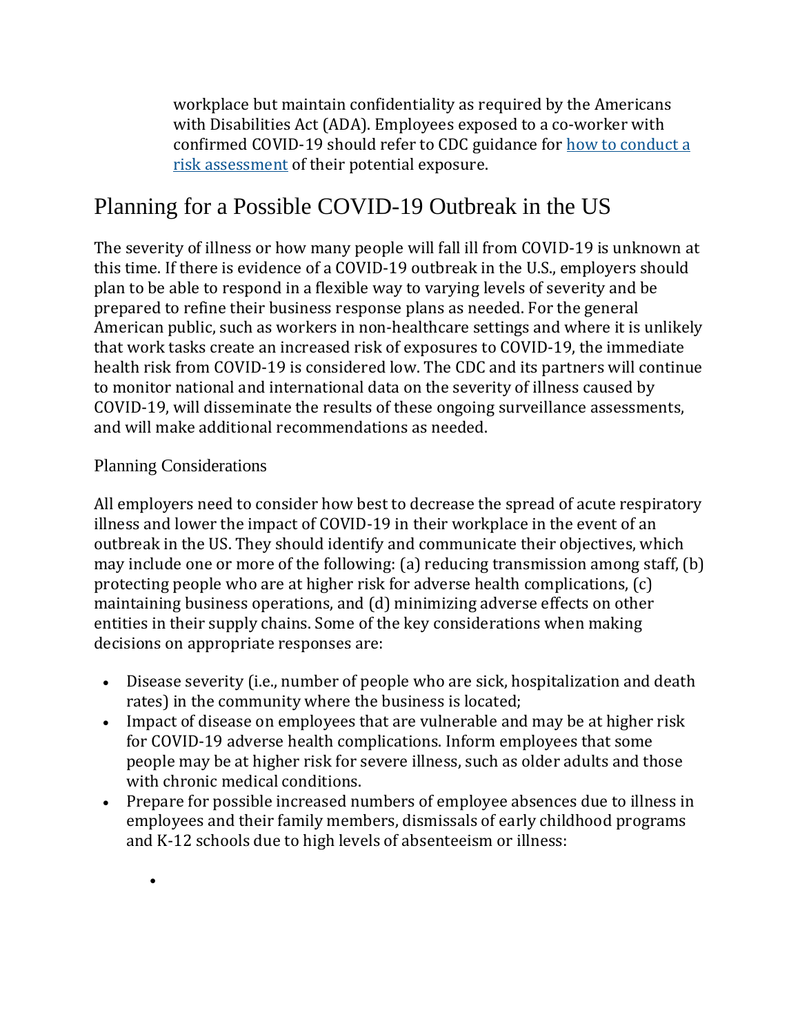workplace but maintain confidentiality as required by the Americans with Disabilities Act (ADA). Employees exposed to a co-worker with confirmed COVID-19 should refer to CDC guidance for [how to conduct a risk assessment]() of their potential exposure.

## Planning for a Possible COVID-19 Outbreak in the US

The severity of illness or how many people will fall ill from COVID-19 is unknown at this time. If there is evidence of a COVID-19 outbreak in the U.S., employers should plan to be able to respond in a flexible way to varying levels of severity and be prepared to refine their business response plans as needed. For the general American public, such as workers in non-healthcare settings and where it is unlikely that work tasks create an increased risk of exposures to COVID-19, the immediate health risk from COVID-19 is considered low. The CDC and its partners will continue to monitor national and international data on the severity of illness caused by COVID-19, will disseminate the results of these ongoing surveillance assessments, and will make additional recommendations as needed.

### Planning Considerations

All employers need to consider how best to decrease the spread of acute respiratory illness and lower the impact of COVID-19 in their workplace in the event of an outbreak in the US. They should identify and communicate their objectives, which may include one or more of the following: (a) reducing transmission among staff, (b) protecting people who are at higher risk for adverse health complications, (c) maintaining business operations, and (d) minimizing adverse effects on other entities in their supply chains. Some of the key considerations when making decisions on appropriate responses are:

- Disease severity (i.e., number of people who are sick, hospitalization and death rates) in the community where the business is located;
- Impact of disease on employees that are vulnerable and may be at higher risk for COVID-19 adverse health complications. Inform employees that some people may be at higher risk for severe illness, such as older adults and those with chronic medical conditions.
- Prepare for possible increased numbers of employee absences due to illness in employees and their family members, dismissals of early childhood programs and K-12 schools due to high levels of absenteeism or illness: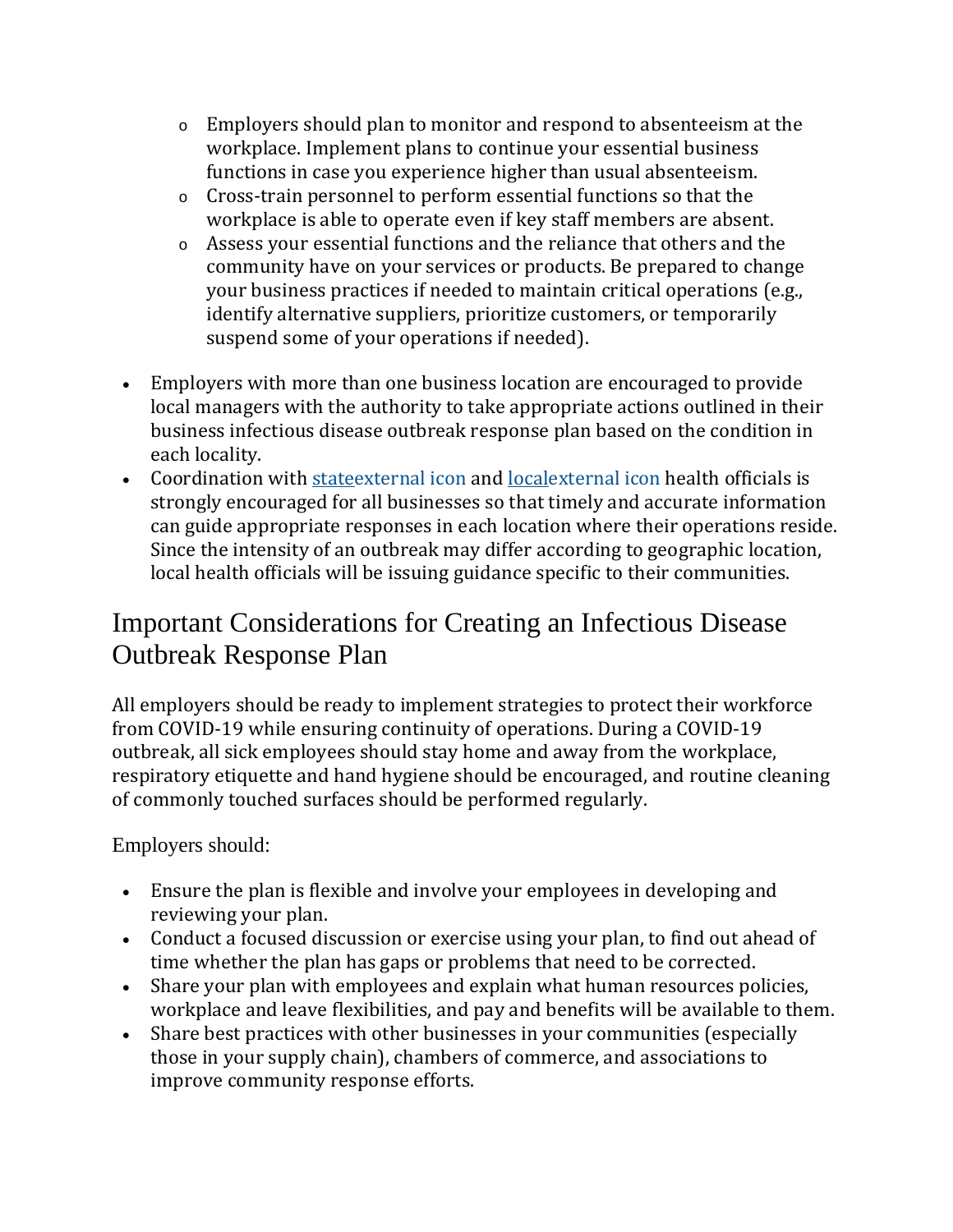- Employers should plan to monitor and respond to absenteeism at the workplace. Implement plans to continue your essential business functions in case you experience higher than usual absenteeism.
  - Cross-train personnel to perform essential functions so that the workplace is able to operate even if key staff members are absent.
  - Assess your essential functions and the reliance that others and the community have on your services or products. Be prepared to change your business practices if needed to maintain critical operations (e.g., identify alternative suppliers, prioritize customers, or temporarily suspend some of your operations if needed).

- Employers with more than one business location are encouraged to provide local managers with the authority to take appropriate actions outlined in their business infectious disease outbreak response plan based on the condition in each locality.
- Coordination with stateexternal icon and localexternal icon health officials is strongly encouraged for all businesses so that timely and accurate information can guide appropriate responses in each location where their operations reside. Since the intensity of an outbreak may differ according to geographic location, local health officials will be issuing guidance specific to their communities.

## Important Considerations for Creating an Infectious Disease Outbreak Response Plan

All employers should be ready to implement strategies to protect their workforce from COVID-19 while ensuring continuity of operations. During a COVID-19 outbreak, all sick employees should stay home and away from the workplace, respiratory etiquette and hand hygiene should be encouraged, and routine cleaning of commonly touched surfaces should be performed regularly.

Employers should:

- Ensure the plan is flexible and involve your employees in developing and reviewing your plan.
- Conduct a focused discussion or exercise using your plan, to find out ahead of time whether the plan has gaps or problems that need to be corrected.
- Share your plan with employees and explain what human resources policies, workplace and leave flexibilities, and pay and benefits will be available to them.
- Share best practices with other businesses in your communities (especially those in your supply chain), chambers of commerce, and associations to improve community response efforts.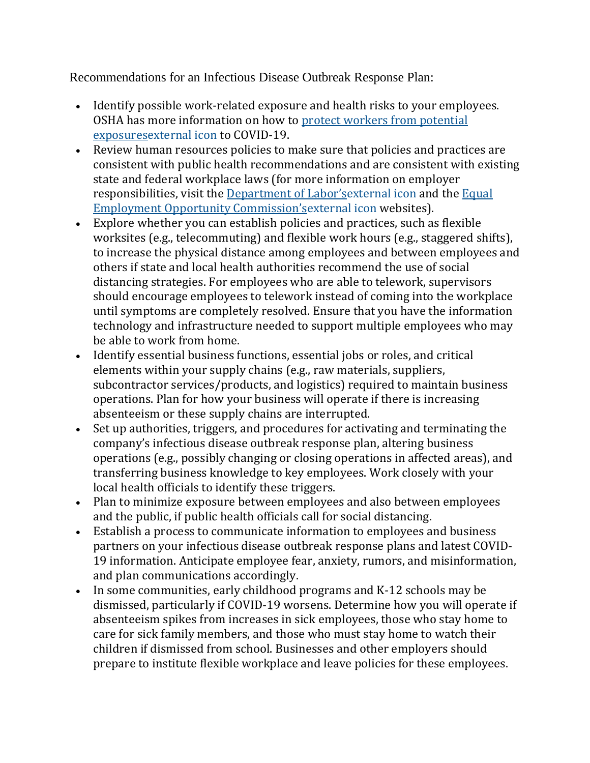Recommendations for an Infectious Disease Outbreak Response Plan:

- Identify possible work-related exposure and health risks to your employees. OSHA has more information on how to protect workers from potential exposuresexternal icon to COVID-19.
- Review human resources policies to make sure that policies and practices are consistent with public health recommendations and are consistent with existing state and federal workplace laws (for more information on employer responsibilities, visit the Department of Labor'sexternal icon and the Equal Employment Opportunity Commission'sexternal icon websites).
- Explore whether you can establish policies and practices, such as flexible worksites (e.g., telecommuting) and flexible work hours (e.g., staggered shifts), to increase the physical distance among employees and between employees and others if state and local health authorities recommend the use of social distancing strategies. For employees who are able to telework, supervisors should encourage employees to telework instead of coming into the workplace until symptoms are completely resolved. Ensure that you have the information technology and infrastructure needed to support multiple employees who may be able to work from home.
- Identify essential business functions, essential jobs or roles, and critical elements within your supply chains (e.g., raw materials, suppliers, subcontractor services/products, and logistics) required to maintain business operations. Plan for how your business will operate if there is increasing absenteeism or these supply chains are interrupted.
- Set up authorities, triggers, and procedures for activating and terminating the company's infectious disease outbreak response plan, altering business operations (e.g., possibly changing or closing operations in affected areas), and transferring business knowledge to key employees. Work closely with your local health officials to identify these triggers.
- Plan to minimize exposure between employees and also between employees and the public, if public health officials call for social distancing.
- Establish a process to communicate information to employees and business partners on your infectious disease outbreak response plans and latest COVID-19 information. Anticipate employee fear, anxiety, rumors, and misinformation, and plan communications accordingly.
- In some communities, early childhood programs and K-12 schools may be dismissed, particularly if COVID-19 worsens. Determine how you will operate if absenteeism spikes from increases in sick employees, those who stay home to care for sick family members, and those who must stay home to watch their children if dismissed from school. Businesses and other employers should prepare to institute flexible workplace and leave policies for these employees.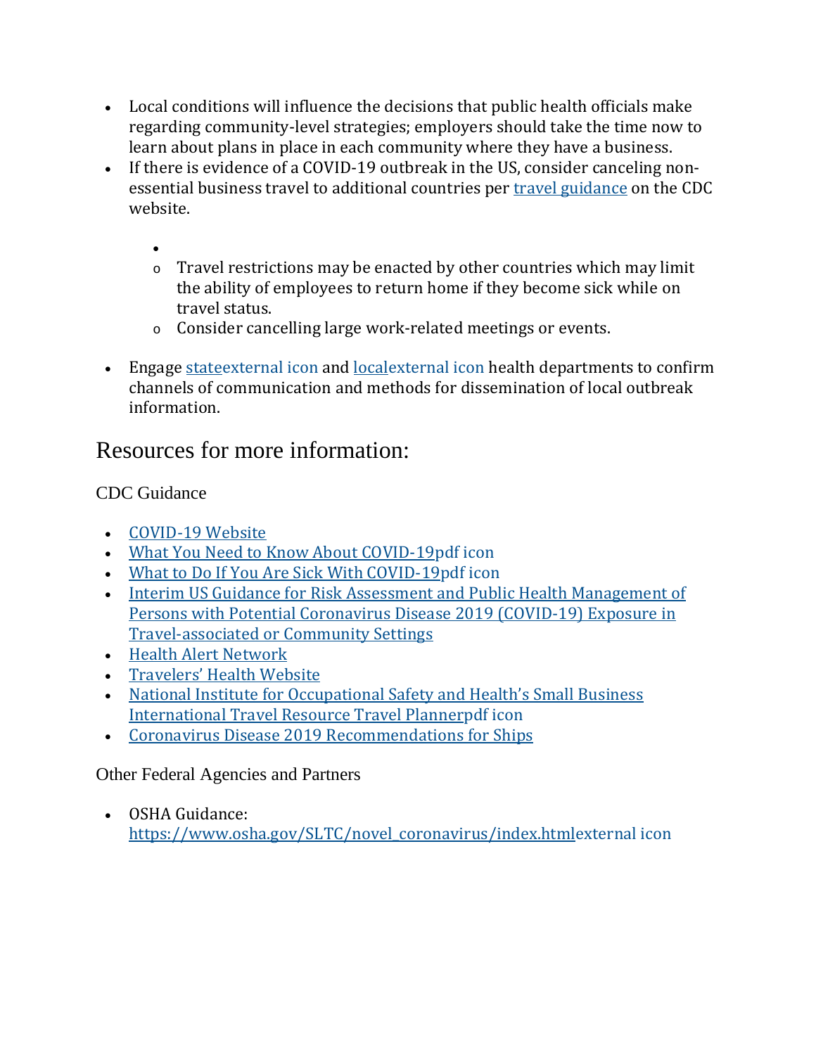- Local conditions will influence the decisions that public health officials make regarding community-level strategies; employers should take the time now to learn about plans in place in each community where they have a business.
- If there is evidence of a COVID-19 outbreak in the US, consider canceling non-essential business travel to additional countries per travel guidance on the CDC website.
  - Travel restrictions may be enacted by other countries which may limit the ability of employees to return home if they become sick while on travel status.
  - Consider cancelling large work-related meetings or events.
- Engage stateexternal icon and localexternal icon health departments to confirm channels of communication and methods for dissemination of local outbreak information.

## Resources for more information:

CDC Guidance

- COVID-19 Website
- What You Need to Know About COVID-19pdf icon
- What to Do If You Are Sick With COVID-19pdf icon
- Interim US Guidance for Risk Assessment and Public Health Management of Persons with Potential Coronavirus Disease 2019 (COVID-19) Exposure in Travel-associated or Community Settings
- Health Alert Network
- Travelers' Health Website
- National Institute for Occupational Safety and Health's Small Business International Travel Resource Travel Plannerpdf icon
- Coronavirus Disease 2019 Recommendations for Ships

Other Federal Agencies and Partners

- OSHA Guidance: https://www.osha.gov/SLTC/novel_coronavirus/index.htmlexternal icon